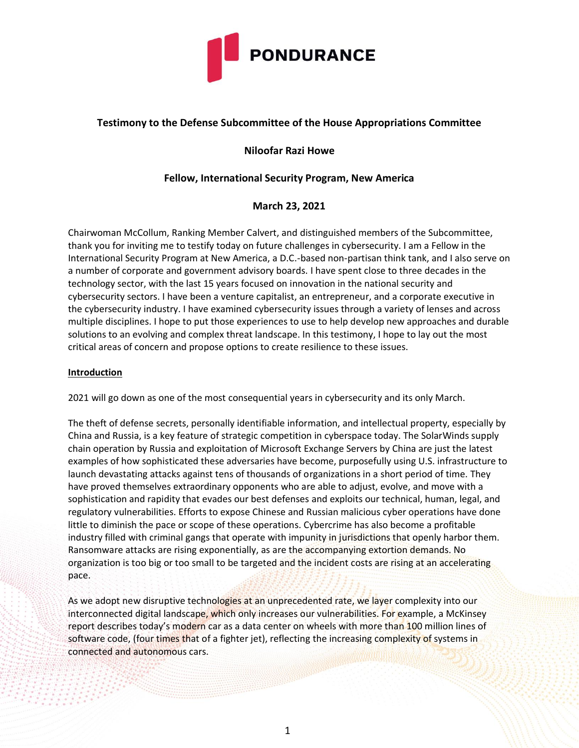PONDURANCE

**Testimony to the Defense Subcommittee of the House Appropriations Committee**

**Niloofar Razi Howe**

**Fellow, International Security Program, New America**

**March 23, 2021**

Chairwoman McCollum, Ranking Member Calvert, and distinguished members of the Subcommittee, thank you for inviting me to testify today on future challenges in cybersecurity. I am a Fellow in the International Security Program at New America, a D.C.-based non-partisan think tank, and I also serve on a number of corporate and government advisory boards. I have spent close to three decades in the technology sector, with the last 15 years focused on innovation in the national security and cybersecurity sectors. I have been a venture capitalist, an entrepreneur, and a corporate executive in the cybersecurity industry. I have examined cybersecurity issues through a variety of lenses and across multiple disciplines. I hope to put those experiences to use to help develop new approaches and durable solutions to an evolving and complex threat landscape. In this testimony, I hope to lay out the most critical areas of concern and propose options to create resilience to these issues.

## Introduction

2021 will go down as one of the most consequential years in cybersecurity and its only March.

The theft of defense secrets, personally identifiable information, and intellectual property, especially by China and Russia, is a key feature of strategic competition in cyberspace today. The SolarWinds supply chain operation by Russia and exploitation of Microsoft Exchange Servers by China are just the latest examples of how sophisticated these adversaries have become, purposefully using U.S. infrastructure to launch devastating attacks against tens of thousands of organizations in a short period of time. They have proved themselves extraordinary opponents who are able to adjust, evolve, and move with a sophistication and rapidity that evades our best defenses and exploits our technical, human, legal, and regulatory vulnerabilities. Efforts to expose Chinese and Russian malicious cyber operations have done little to diminish the pace or scope of these operations. Cybercrime has also become a profitable industry filled with criminal gangs that operate with impunity in jurisdictions that openly harbor them. Ransomware attacks are rising exponentially, as are the accompanying extortion demands. No organization is too big or too small to be targeted and the incident costs are rising at an accelerating pace.

As we adopt new disruptive technologies at an unprecedented rate, we layer complexity into our interconnected digital landscape, which only increases our vulnerabilities. For example, a McKinsey report describes today's modern car as a data center on wheels with more than 100 million lines of software code, (four times that of a fighter jet), reflecting the increasing complexity of systems in connected and autonomous cars.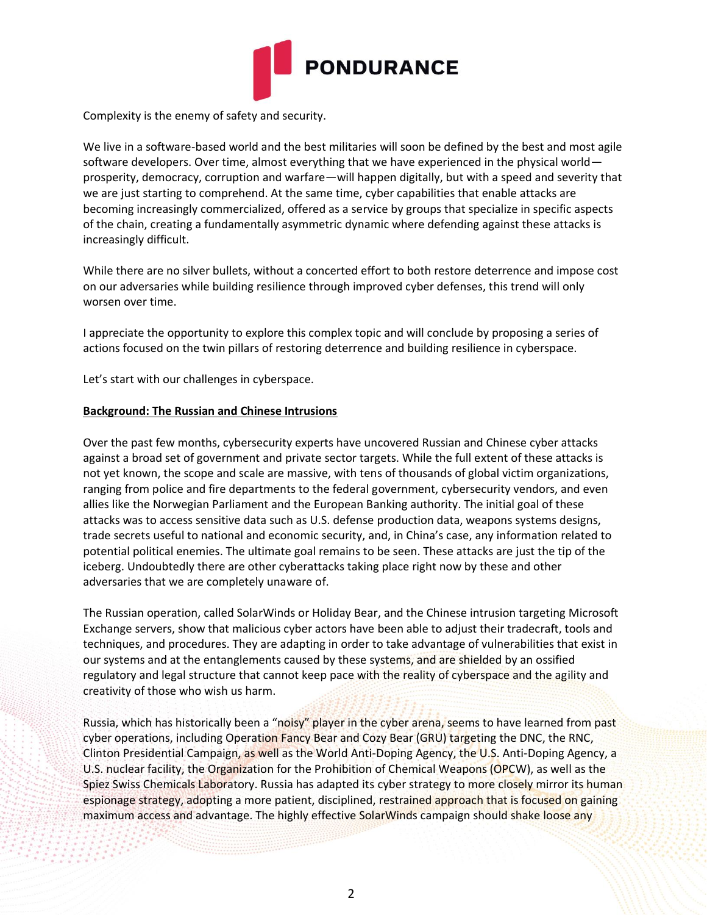Complexity is the enemy of safety and security.

We live in a software-based world and the best militaries will soon be defined by the best and most agile software developers. Over time, almost everything that we have experienced in the physical world—prosperity, democracy, corruption and warfare—will happen digitally, but with a speed and severity that we are just starting to comprehend. At the same time, cyber capabilities that enable attacks are becoming increasingly commercialized, offered as a service by groups that specialize in specific aspects of the chain, creating a fundamentally asymmetric dynamic where defending against these attacks is increasingly difficult.

While there are no silver bullets, without a concerted effort to both restore deterrence and impose cost on our adversaries while building resilience through improved cyber defenses, this trend will only worsen over time.

I appreciate the opportunity to explore this complex topic and will conclude by proposing a series of actions focused on the twin pillars of restoring deterrence and building resilience in cyberspace.

Let's start with our challenges in cyberspace.

**Background: The Russian and Chinese Intrusions**

Over the past few months, cybersecurity experts have uncovered Russian and Chinese cyber attacks against a broad set of government and private sector targets. While the full extent of these attacks is not yet known, the scope and scale are massive, with tens of thousands of global victim organizations, ranging from police and fire departments to the federal government, cybersecurity vendors, and even allies like the Norwegian Parliament and the European Banking authority. The initial goal of these attacks was to access sensitive data such as U.S. defense production data, weapons systems designs, trade secrets useful to national and economic security, and, in China's case, any information related to potential political enemies. The ultimate goal remains to be seen. These attacks are just the tip of the iceberg. Undoubtedly there are other cyberattacks taking place right now by these and other adversaries that we are completely unaware of.

The Russian operation, called SolarWinds or Holiday Bear, and the Chinese intrusion targeting Microsoft Exchange servers, show that malicious cyber actors have been able to adjust their tradecraft, tools and techniques, and procedures. They are adapting in order to take advantage of vulnerabilities that exist in our systems and at the entanglements caused by these systems, and are shielded by an ossified regulatory and legal structure that cannot keep pace with the reality of cyberspace and the agility and creativity of those who wish us harm.

Russia, which has historically been a "noisy" player in the cyber arena, seems to have learned from past cyber operations, including Operation Fancy Bear and Cozy Bear (GRU) targeting the DNC, the RNC, Clinton Presidential Campaign, as well as the World Anti-Doping Agency, the U.S. Anti-Doping Agency, a U.S. nuclear facility, the Organization for the Prohibition of Chemical Weapons (OPCW), as well as the Spiez Swiss Chemicals Laboratory. Russia has adapted its cyber strategy to more closely mirror its human espionage strategy, adopting a more patient, disciplined, restrained approach that is focused on gaining maximum access and advantage. The highly effective SolarWinds campaign should shake loose any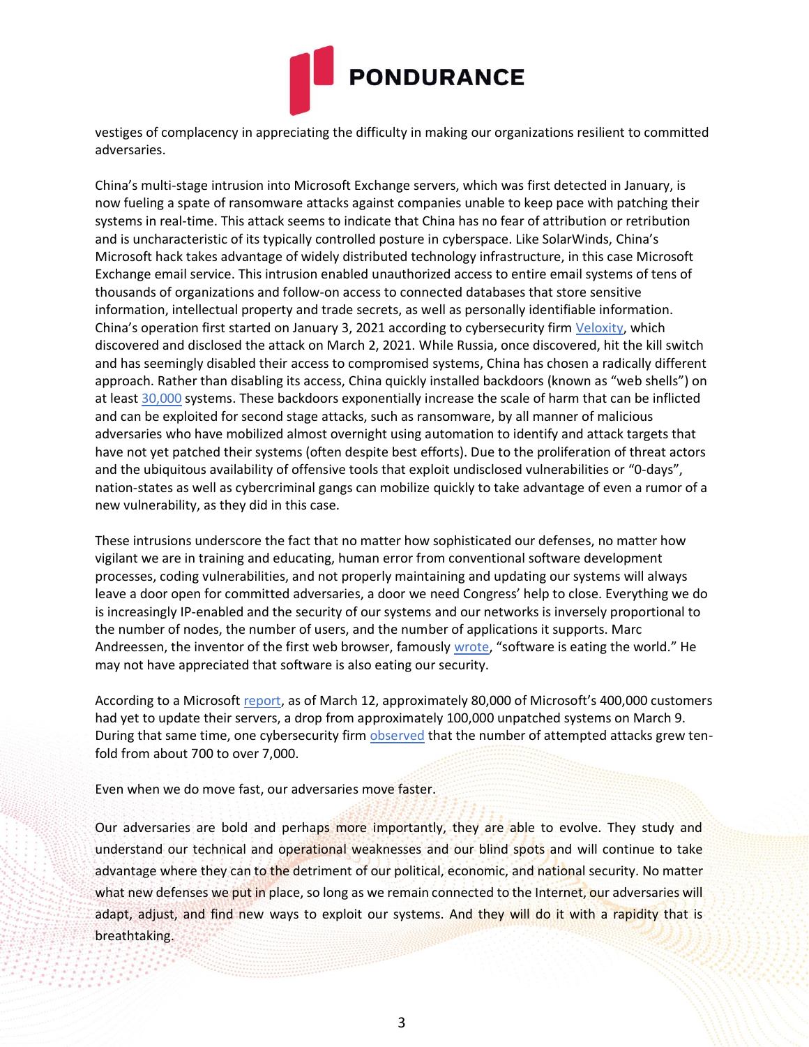vestiges of complacency in appreciating the difficulty in making our organizations resilient to committed adversaries.

China's multi-stage intrusion into Microsoft Exchange servers, which was first detected in January, is now fueling a spate of ransomware attacks against companies unable to keep pace with patching their systems in real-time. This attack seems to indicate that China has no fear of attribution or retribution and is uncharacteristic of its typically controlled posture in cyberspace. Like SolarWinds, China's Microsoft hack takes advantage of widely distributed technology infrastructure, in this case Microsoft Exchange email service. This intrusion enabled unauthorized access to entire email systems of tens of thousands of organizations and follow-on access to connected databases that store sensitive information, intellectual property and trade secrets, as well as personally identifiable information. China's operation first started on January 3, 2021 according to cybersecurity firm [Veloxity](), which discovered and disclosed the attack on March 2, 2021. While Russia, once discovered, hit the kill switch and has seemingly disabled their access to compromised systems, China has chosen a radically different approach. Rather than disabling its access, China quickly installed backdoors (known as "web shells") on at least [30,000]() systems. These backdoors exponentially increase the scale of harm that can be inflicted and can be exploited for second stage attacks, such as ransomware, by all manner of malicious adversaries who have mobilized almost overnight using automation to identify and attack targets that have not yet patched their systems (often despite best efforts). Due to the proliferation of threat actors and the ubiquitous availability of offensive tools that exploit undisclosed vulnerabilities or "0-days", nation-states as well as cybercriminal gangs can mobilize quickly to take advantage of even a rumor of a new vulnerability, as they did in this case.

These intrusions underscore the fact that no matter how sophisticated our defenses, no matter how vigilant we are in training and educating, human error from conventional software development processes, coding vulnerabilities, and not properly maintaining and updating our systems will always leave a door open for committed adversaries, a door we need Congress' help to close. Everything we do is increasingly IP-enabled and the security of our systems and our networks is inversely proportional to the number of nodes, the number of users, and the number of applications it supports. Marc Andreessen, the inventor of the first web browser, famously [wrote](), "software is eating the world." He may not have appreciated that software is also eating our security.

According to a Microsoft [report](), as of March 12, approximately 80,000 of Microsoft's 400,000 customers had yet to update their servers, a drop from approximately 100,000 unpatched systems on March 9. During that same time, one cybersecurity firm [observed]() that the number of attempted attacks grew ten-fold from about 700 to over 7,000.

Even when we do move fast, our adversaries move faster.

Our adversaries are bold and perhaps more importantly, they are able to evolve. They study and understand our technical and operational weaknesses and our blind spots and will continue to take advantage where they can to the detriment of our political, economic, and national security. No matter what new defenses we put in place, so long as we remain connected to the Internet, our adversaries will adapt, adjust, and find new ways to exploit our systems. And they will do it with a rapidity that is breathtaking.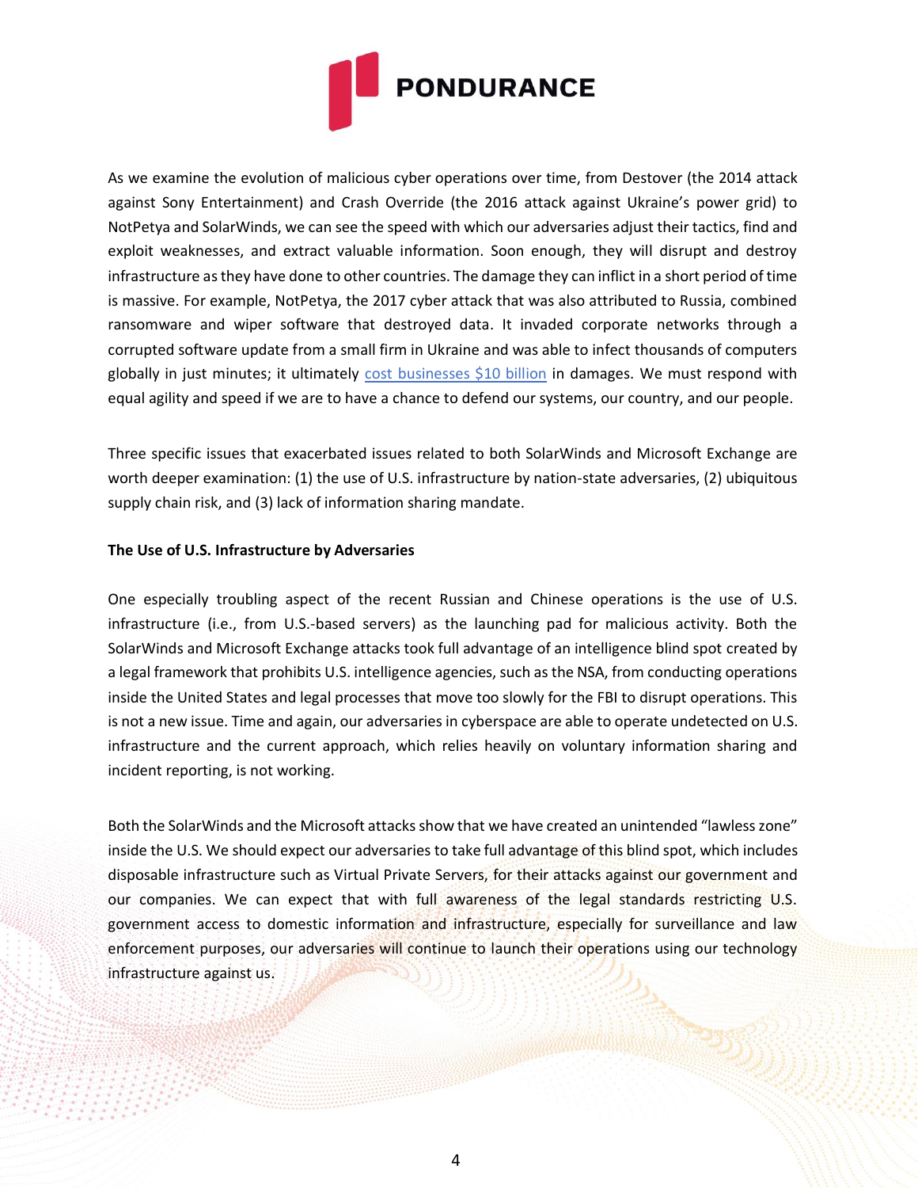As we examine the evolution of malicious cyber operations over time, from Destover (the 2014 attack against Sony Entertainment) and Crash Override (the 2016 attack against Ukraine's power grid) to NotPetya and SolarWinds, we can see the speed with which our adversaries adjust their tactics, find and exploit weaknesses, and extract valuable information. Soon enough, they will disrupt and destroy infrastructure as they have done to other countries. The damage they can inflict in a short period of time is massive. For example, NotPetya, the 2017 cyber attack that was also attributed to Russia, combined ransomware and wiper software that destroyed data. It invaded corporate networks through a corrupted software update from a small firm in Ukraine and was able to infect thousands of computers globally in just minutes; it ultimately cost businesses $10 billion in damages. We must respond with equal agility and speed if we are to have a chance to defend our systems, our country, and our people.

Three specific issues that exacerbated issues related to both SolarWinds and Microsoft Exchange are worth deeper examination: (1) the use of U.S. infrastructure by nation-state adversaries, (2) ubiquitous supply chain risk, and (3) lack of information sharing mandate.

**The Use of U.S. Infrastructure by Adversaries**

One especially troubling aspect of the recent Russian and Chinese operations is the use of U.S. infrastructure (i.e., from U.S.-based servers) as the launching pad for malicious activity. Both the SolarWinds and Microsoft Exchange attacks took full advantage of an intelligence blind spot created by a legal framework that prohibits U.S. intelligence agencies, such as the NSA, from conducting operations inside the United States and legal processes that move too slowly for the FBI to disrupt operations. This is not a new issue. Time and again, our adversaries in cyberspace are able to operate undetected on U.S. infrastructure and the current approach, which relies heavily on voluntary information sharing and incident reporting, is not working.

Both the SolarWinds and the Microsoft attacks show that we have created an unintended "lawless zone" inside the U.S. We should expect our adversaries to take full advantage of this blind spot, which includes disposable infrastructure such as Virtual Private Servers, for their attacks against our government and our companies. We can expect that with full awareness of the legal standards restricting U.S. government access to domestic information and infrastructure, especially for surveillance and law enforcement purposes, our adversaries will continue to launch their operations using our technology infrastructure against us.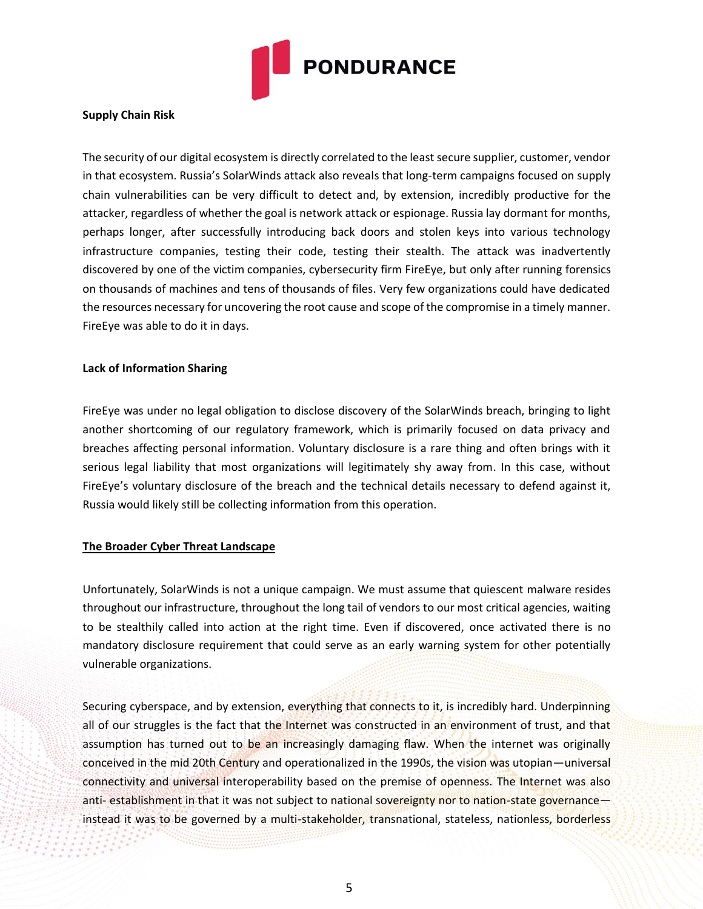**Supply Chain Risk**

The security of our digital ecosystem is directly correlated to the least secure supplier, customer, vendor in that ecosystem. Russia's SolarWinds attack also reveals that long-term campaigns focused on supply chain vulnerabilities can be very difficult to detect and, by extension, incredibly productive for the attacker, regardless of whether the goal is network attack or espionage. Russia lay dormant for months, perhaps longer, after successfully introducing back doors and stolen keys into various technology infrastructure companies, testing their code, testing their stealth. The attack was inadvertently discovered by one of the victim companies, cybersecurity firm FireEye, but only after running forensics on thousands of machines and tens of thousands of files. Very few organizations could have dedicated the resources necessary for uncovering the root cause and scope of the compromise in a timely manner. FireEye was able to do it in days.

**Lack of Information Sharing**

FireEye was under no legal obligation to disclose discovery of the SolarWinds breach, bringing to light another shortcoming of our regulatory framework, which is primarily focused on data privacy and breaches affecting personal information. Voluntary disclosure is a rare thing and often brings with it serious legal liability that most organizations will legitimately shy away from. In this case, without FireEye's voluntary disclosure of the breach and the technical details necessary to defend against it, Russia would likely still be collecting information from this operation.

**The Broader Cyber Threat Landscape**

Unfortunately, SolarWinds is not a unique campaign. We must assume that quiescent malware resides throughout our infrastructure, throughout the long tail of vendors to our most critical agencies, waiting to be stealthily called into action at the right time. Even if discovered, once activated there is no mandatory disclosure requirement that could serve as an early warning system for other potentially vulnerable organizations.

Securing cyberspace, and by extension, everything that connects to it, is incredibly hard. Underpinning all of our struggles is the fact that the Internet was constructed in an environment of trust, and that assumption has turned out to be an increasingly damaging flaw. When the internet was originally conceived in the mid 20th Century and operationalized in the 1990s, the vision was utopian—universal connectivity and universal interoperability based on the premise of openness. The Internet was also anti- establishment in that it was not subject to national sovereignty nor to nation-state governance—instead it was to be governed by a multi-stakeholder, transnational, stateless, nationless, borderless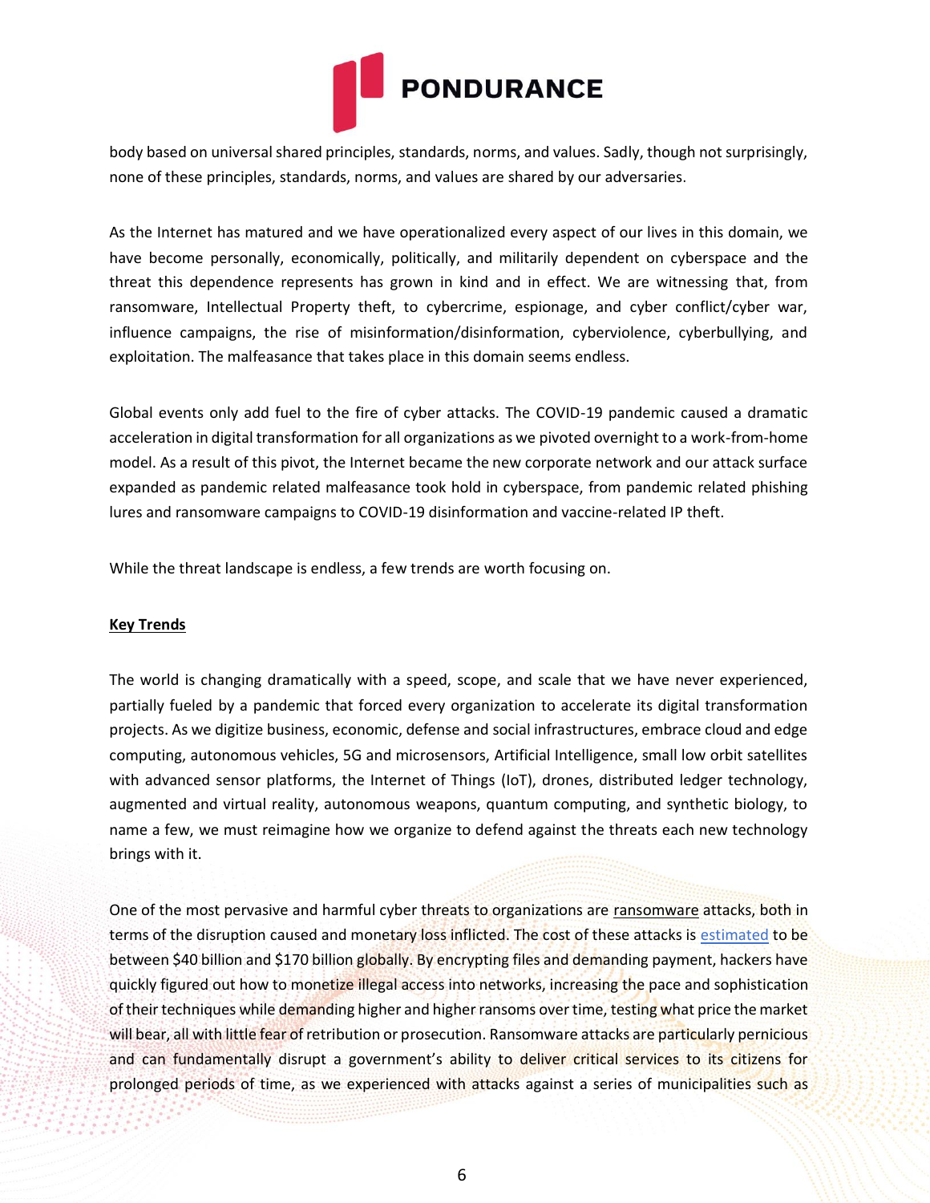body based on universal shared principles, standards, norms, and values. Sadly, though not surprisingly, none of these principles, standards, norms, and values are shared by our adversaries.

As the Internet has matured and we have operationalized every aspect of our lives in this domain, we have become personally, economically, politically, and militarily dependent on cyberspace and the threat this dependence represents has grown in kind and in effect. We are witnessing that, from ransomware, Intellectual Property theft, to cybercrime, espionage, and cyber conflict/cyber war, influence campaigns, the rise of misinformation/disinformation, cyberviolence, cyberbullying, and exploitation. The malfeasance that takes place in this domain seems endless.

Global events only add fuel to the fire of cyber attacks. The COVID-19 pandemic caused a dramatic acceleration in digital transformation for all organizations as we pivoted overnight to a work-from-home model. As a result of this pivot, the Internet became the new corporate network and our attack surface expanded as pandemic related malfeasance took hold in cyberspace, from pandemic related phishing lures and ransomware campaigns to COVID-19 disinformation and vaccine-related IP theft.

While the threat landscape is endless, a few trends are worth focusing on.

## Key Trends

The world is changing dramatically with a speed, scope, and scale that we have never experienced, partially fueled by a pandemic that forced every organization to accelerate its digital transformation projects. As we digitize business, economic, defense and social infrastructures, embrace cloud and edge computing, autonomous vehicles, 5G and microsensors, Artificial Intelligence, small low orbit satellites with advanced sensor platforms, the Internet of Things (IoT), drones, distributed ledger technology, augmented and virtual reality, autonomous weapons, quantum computing, and synthetic biology, to name a few, we must reimagine how we organize to defend against the threats each new technology brings with it.

One of the most pervasive and harmful cyber threats to organizations are ransomware attacks, both in terms of the disruption caused and monetary loss inflicted. The cost of these attacks is estimated to be between $40 billion and $170 billion globally. By encrypting files and demanding payment, hackers have quickly figured out how to monetize illegal access into networks, increasing the pace and sophistication of their techniques while demanding higher and higher ransoms over time, testing what price the market will bear, all with little fear of retribution or prosecution. Ransomware attacks are particularly pernicious and can fundamentally disrupt a government's ability to deliver critical services to its citizens for prolonged periods of time, as we experienced with attacks against a series of municipalities such as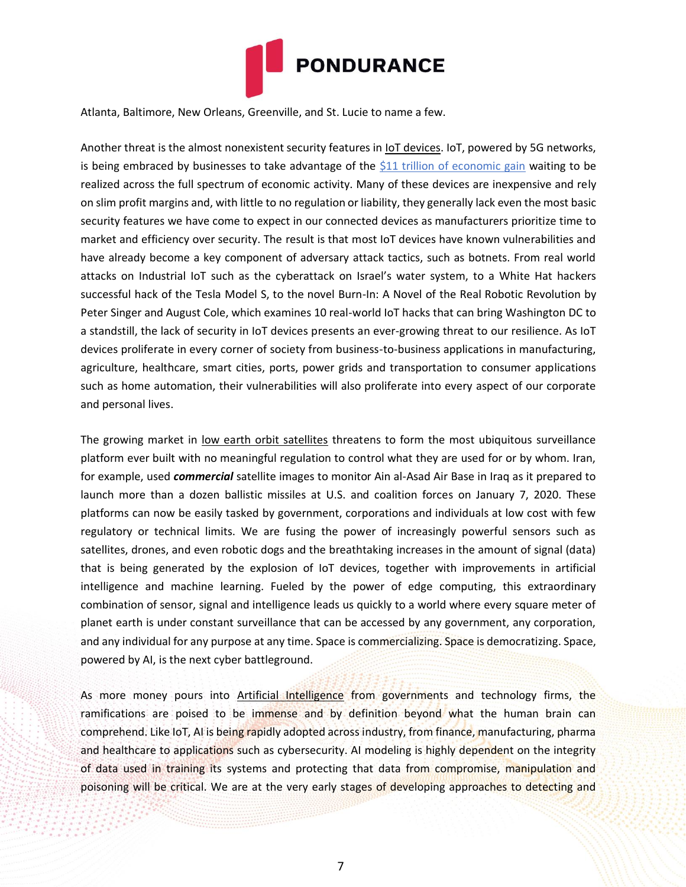Atlanta, Baltimore, New Orleans, Greenville, and St. Lucie to name a few.

Another threat is the almost nonexistent security features in IoT devices. IoT, powered by 5G networks, is being embraced by businesses to take advantage of the $11 trillion of economic gain waiting to be realized across the full spectrum of economic activity. Many of these devices are inexpensive and rely on slim profit margins and, with little to no regulation or liability, they generally lack even the most basic security features we have come to expect in our connected devices as manufacturers prioritize time to market and efficiency over security. The result is that most IoT devices have known vulnerabilities and have already become a key component of adversary attack tactics, such as botnets. From real world attacks on Industrial IoT such as the cyberattack on Israel's water system, to a White Hat hackers successful hack of the Tesla Model S, to the novel Burn-In: A Novel of the Real Robotic Revolution by Peter Singer and August Cole, which examines 10 real-world IoT hacks that can bring Washington DC to a standstill, the lack of security in IoT devices presents an ever-growing threat to our resilience. As IoT devices proliferate in every corner of society from business-to-business applications in manufacturing, agriculture, healthcare, smart cities, ports, power grids and transportation to consumer applications such as home automation, their vulnerabilities will also proliferate into every aspect of our corporate and personal lives.

The growing market in low earth orbit satellites threatens to form the most ubiquitous surveillance platform ever built with no meaningful regulation to control what they are used for or by whom. Iran, for example, used ***commercial*** satellite images to monitor Ain al-Asad Air Base in Iraq as it prepared to launch more than a dozen ballistic missiles at U.S. and coalition forces on January 7, 2020. These platforms can now be easily tasked by government, corporations and individuals at low cost with few regulatory or technical limits. We are fusing the power of increasingly powerful sensors such as satellites, drones, and even robotic dogs and the breathtaking increases in the amount of signal (data) that is being generated by the explosion of IoT devices, together with improvements in artificial intelligence and machine learning. Fueled by the power of edge computing, this extraordinary combination of sensor, signal and intelligence leads us quickly to a world where every square meter of planet earth is under constant surveillance that can be accessed by any government, any corporation, and any individual for any purpose at any time. Space is commercializing. Space is democratizing. Space, powered by AI, is the next cyber battleground.

As more money pours into Artificial Intelligence from governments and technology firms, the ramifications are poised to be immense and by definition beyond what the human brain can comprehend. Like IoT, AI is being rapidly adopted across industry, from finance, manufacturing, pharma and healthcare to applications such as cybersecurity. AI modeling is highly dependent on the integrity of data used in training its systems and protecting that data from compromise, manipulation and poisoning will be critical. We are at the very early stages of developing approaches to detecting and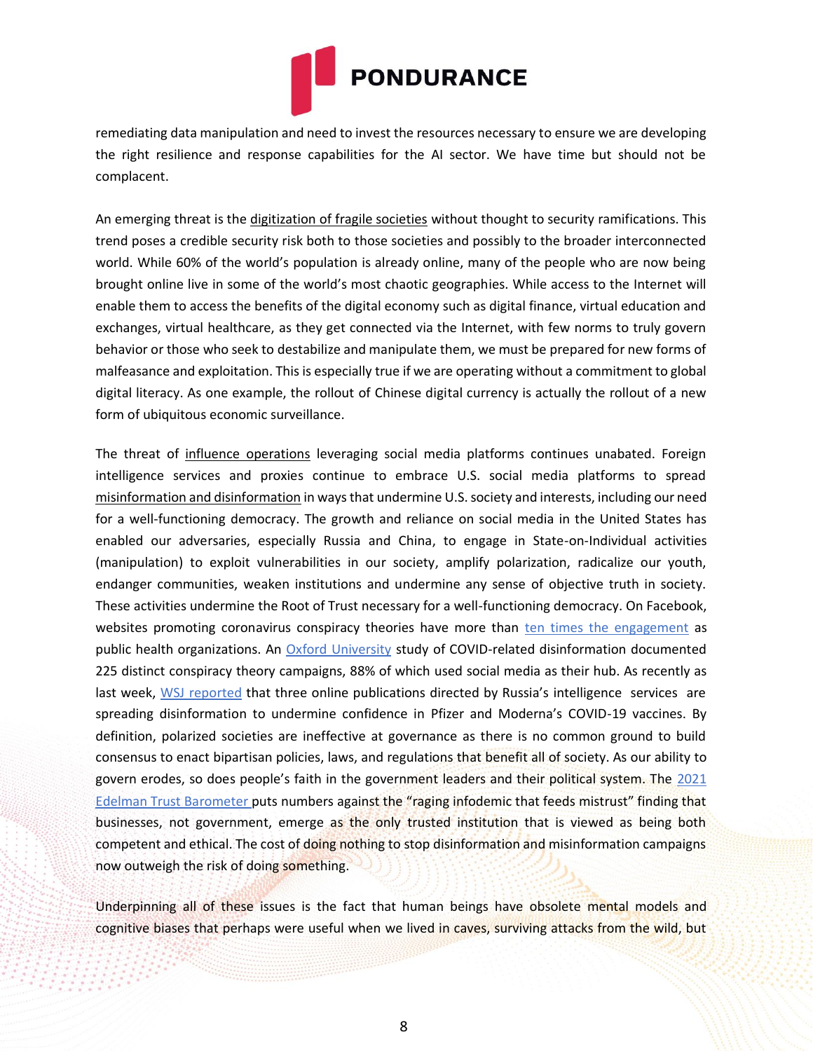remediating data manipulation and need to invest the resources necessary to ensure we are developing the right resilience and response capabilities for the AI sector. We have time but should not be complacent.

An emerging threat is the digitization of fragile societies without thought to security ramifications. This trend poses a credible security risk both to those societies and possibly to the broader interconnected world. While 60% of the world's population is already online, many of the people who are now being brought online live in some of the world's most chaotic geographies. While access to the Internet will enable them to access the benefits of the digital economy such as digital finance, virtual education and exchanges, virtual healthcare, as they get connected via the Internet, with few norms to truly govern behavior or those who seek to destabilize and manipulate them, we must be prepared for new forms of malfeasance and exploitation. This is especially true if we are operating without a commitment to global digital literacy. As one example, the rollout of Chinese digital currency is actually the rollout of a new form of ubiquitous economic surveillance.

The threat of influence operations leveraging social media platforms continues unabated. Foreign intelligence services and proxies continue to embrace U.S. social media platforms to spread misinformation and disinformation in ways that undermine U.S. society and interests, including our need for a well-functioning democracy. The growth and reliance on social media in the United States has enabled our adversaries, especially Russia and China, to engage in State-on-Individual activities (manipulation) to exploit vulnerabilities in our society, amplify polarization, radicalize our youth, endanger communities, weaken institutions and undermine any sense of objective truth in society. These activities undermine the Root of Trust necessary for a well-functioning democracy. On Facebook, websites promoting coronavirus conspiracy theories have more than ten times the engagement as public health organizations. An Oxford University study of COVID-related disinformation documented 225 distinct conspiracy theory campaigns, 88% of which used social media as their hub. As recently as last week, WSJ reported that three online publications directed by Russia's intelligence services are spreading disinformation to undermine confidence in Pfizer and Moderna's COVID-19 vaccines. By definition, polarized societies are ineffective at governance as there is no common ground to build consensus to enact bipartisan policies, laws, and regulations that benefit all of society. As our ability to govern erodes, so does people's faith in the government leaders and their political system. The 2021 Edelman Trust Barometer puts numbers against the "raging infodemic that feeds mistrust" finding that businesses, not government, emerge as the only trusted institution that is viewed as being both competent and ethical. The cost of doing nothing to stop disinformation and misinformation campaigns now outweigh the risk of doing something.

Underpinning all of these issues is the fact that human beings have obsolete mental models and cognitive biases that perhaps were useful when we lived in caves, surviving attacks from the wild, but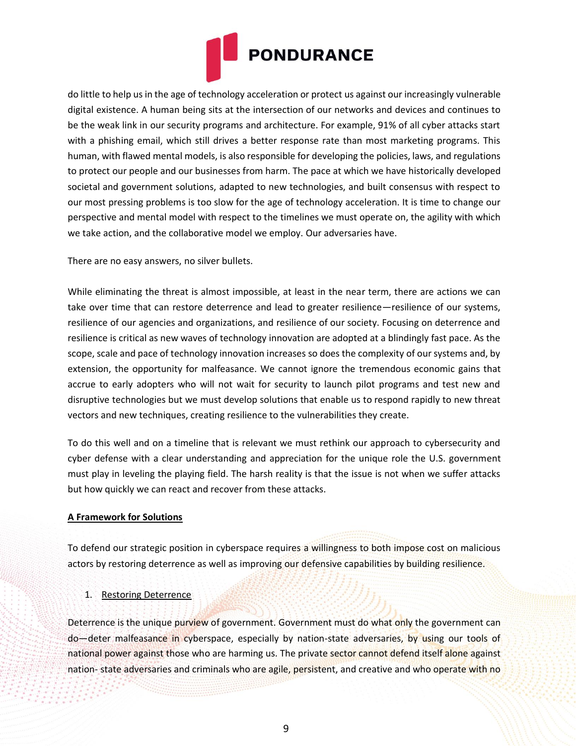do little to help us in the age of technology acceleration or protect us against our increasingly vulnerable digital existence. A human being sits at the intersection of our networks and devices and continues to be the weak link in our security programs and architecture. For example, 91% of all cyber attacks start with a phishing email, which still drives a better response rate than most marketing programs. This human, with flawed mental models, is also responsible for developing the policies, laws, and regulations to protect our people and our businesses from harm. The pace at which we have historically developed societal and government solutions, adapted to new technologies, and built consensus with respect to our most pressing problems is too slow for the age of technology acceleration. It is time to change our perspective and mental model with respect to the timelines we must operate on, the agility with which we take action, and the collaborative model we employ. Our adversaries have.

There are no easy answers, no silver bullets.

While eliminating the threat is almost impossible, at least in the near term, there are actions we can take over time that can restore deterrence and lead to greater resilience—resilience of our systems, resilience of our agencies and organizations, and resilience of our society. Focusing on deterrence and resilience is critical as new waves of technology innovation are adopted at a blindingly fast pace. As the scope, scale and pace of technology innovation increases so does the complexity of our systems and, by extension, the opportunity for malfeasance. We cannot ignore the tremendous economic gains that accrue to early adopters who will not wait for security to launch pilot programs and test new and disruptive technologies but we must develop solutions that enable us to respond rapidly to new threat vectors and new techniques, creating resilience to the vulnerabilities they create.

To do this well and on a timeline that is relevant we must rethink our approach to cybersecurity and cyber defense with a clear understanding and appreciation for the unique role the U.S. government must play in leveling the playing field. The harsh reality is that the issue is not when we suffer attacks but how quickly we can react and recover from these attacks.

## A Framework for Solutions

To defend our strategic position in cyberspace requires a willingness to both impose cost on malicious actors by restoring deterrence as well as improving our defensive capabilities by building resilience.

### 1. Restoring Deterrence

Deterrence is the unique purview of government. Government must do what only the government can do—deter malfeasance in cyberspace, especially by nation-state adversaries, by using our tools of national power against those who are harming us. The private sector cannot defend itself alone against nation- state adversaries and criminals who are agile, persistent, and creative and who operate with no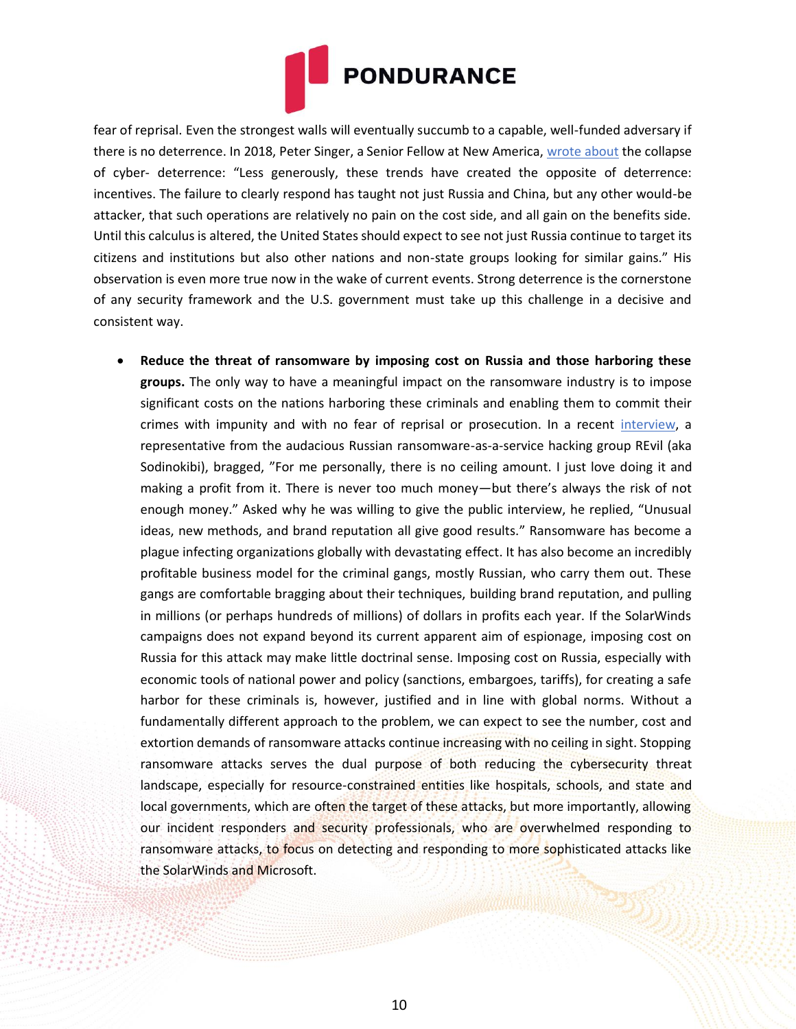fear of reprisal. Even the strongest walls will eventually succumb to a capable, well-funded adversary if there is no deterrence. In 2018, Peter Singer, a Senior Fellow at New America, wrote about the collapse of cyber- deterrence: "Less generously, these trends have created the opposite of deterrence: incentives. The failure to clearly respond has taught not just Russia and China, but any other would-be attacker, that such operations are relatively no pain on the cost side, and all gain on the benefits side. Until this calculus is altered, the United States should expect to see not just Russia continue to target its citizens and institutions but also other nations and non-state groups looking for similar gains." His observation is even more true now in the wake of current events. Strong deterrence is the cornerstone of any security framework and the U.S. government must take up this challenge in a decisive and consistent way.

- **Reduce the threat of ransomware by imposing cost on Russia and those harboring these groups.** The only way to have a meaningful impact on the ransomware industry is to impose significant costs on the nations harboring these criminals and enabling them to commit their crimes with impunity and with no fear of reprisal or prosecution. In a recent interview, a representative from the audacious Russian ransomware-as-a-service hacking group REvil (aka Sodinokibi), bragged, "For me personally, there is no ceiling amount. I just love doing it and making a profit from it. There is never too much money—but there's always the risk of not enough money." Asked why he was willing to give the public interview, he replied, "Unusual ideas, new methods, and brand reputation all give good results." Ransomware has become a plague infecting organizations globally with devastating effect. It has also become an incredibly profitable business model for the criminal gangs, mostly Russian, who carry them out. These gangs are comfortable bragging about their techniques, building brand reputation, and pulling in millions (or perhaps hundreds of millions) of dollars in profits each year. If the SolarWinds campaigns does not expand beyond its current apparent aim of espionage, imposing cost on Russia for this attack may make little doctrinal sense. Imposing cost on Russia, especially with economic tools of national power and policy (sanctions, embargoes, tariffs), for creating a safe harbor for these criminals is, however, justified and in line with global norms. Without a fundamentally different approach to the problem, we can expect to see the number, cost and extortion demands of ransomware attacks continue increasing with no ceiling in sight. Stopping ransomware attacks serves the dual purpose of both reducing the cybersecurity threat landscape, especially for resource-constrained entities like hospitals, schools, and state and local governments, which are often the target of these attacks, but more importantly, allowing our incident responders and security professionals, who are overwhelmed responding to ransomware attacks, to focus on detecting and responding to more sophisticated attacks like the SolarWinds and Microsoft.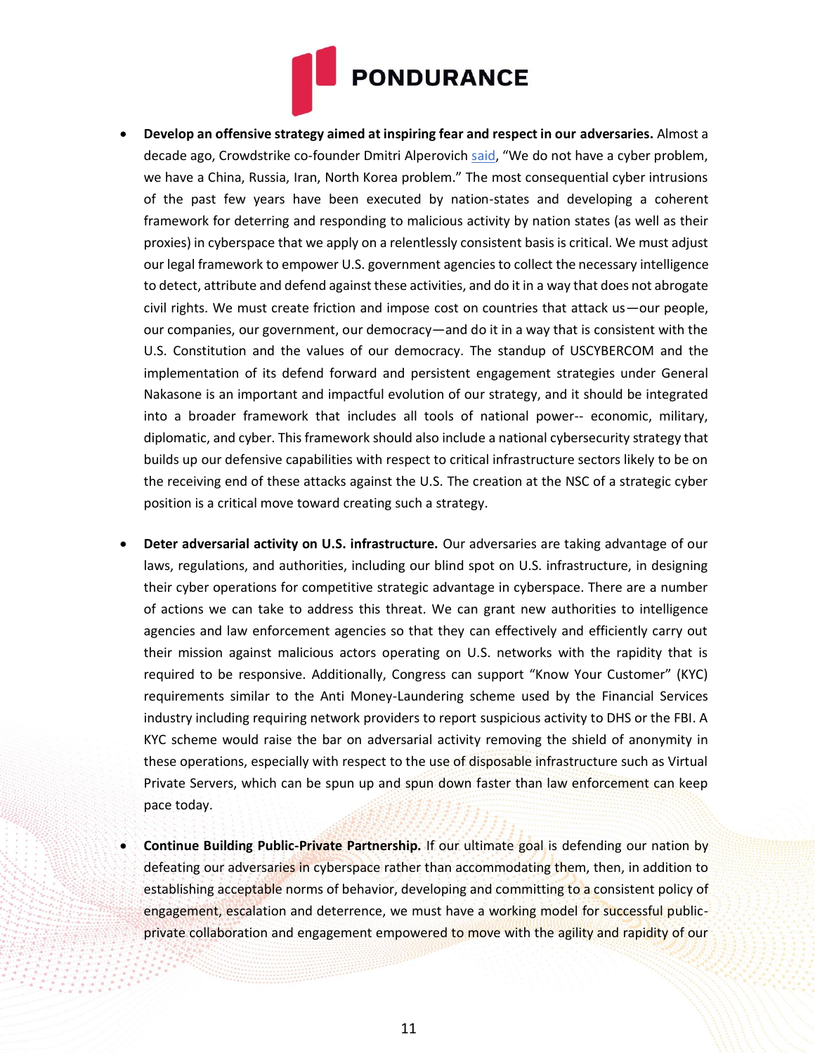- **Develop an offensive strategy aimed at inspiring fear and respect in our adversaries.** Almost a decade ago, Crowdstrike co-founder Dmitri Alperovich said, "We do not have a cyber problem, we have a China, Russia, Iran, North Korea problem." The most consequential cyber intrusions of the past few years have been executed by nation-states and developing a coherent framework for deterring and responding to malicious activity by nation states (as well as their proxies) in cyberspace that we apply on a relentlessly consistent basis is critical. We must adjust our legal framework to empower U.S. government agencies to collect the necessary intelligence to detect, attribute and defend against these activities, and do it in a way that does not abrogate civil rights. We must create friction and impose cost on countries that attack us—our people, our companies, our government, our democracy—and do it in a way that is consistent with the U.S. Constitution and the values of our democracy. The standup of USCYBERCOM and the implementation of its defend forward and persistent engagement strategies under General Nakasone is an important and impactful evolution of our strategy, and it should be integrated into a broader framework that includes all tools of national power-- economic, military, diplomatic, and cyber. This framework should also include a national cybersecurity strategy that builds up our defensive capabilities with respect to critical infrastructure sectors likely to be on the receiving end of these attacks against the U.S. The creation at the NSC of a strategic cyber position is a critical move toward creating such a strategy.

- **Deter adversarial activity on U.S. infrastructure.** Our adversaries are taking advantage of our laws, regulations, and authorities, including our blind spot on U.S. infrastructure, in designing their cyber operations for competitive strategic advantage in cyberspace. There are a number of actions we can take to address this threat. We can grant new authorities to intelligence agencies and law enforcement agencies so that they can effectively and efficiently carry out their mission against malicious actors operating on U.S. networks with the rapidity that is required to be responsive. Additionally, Congress can support "Know Your Customer" (KYC) requirements similar to the Anti Money-Laundering scheme used by the Financial Services industry including requiring network providers to report suspicious activity to DHS or the FBI. A KYC scheme would raise the bar on adversarial activity removing the shield of anonymity in these operations, especially with respect to the use of disposable infrastructure such as Virtual Private Servers, which can be spun up and spun down faster than law enforcement can keep pace today.

- **Continue Building Public-Private Partnership.** If our ultimate goal is defending our nation by defeating our adversaries in cyberspace rather than accommodating them, then, in addition to establishing acceptable norms of behavior, developing and committing to a consistent policy of engagement, escalation and deterrence, we must have a working model for successful public-private collaboration and engagement empowered to move with the agility and rapidity of our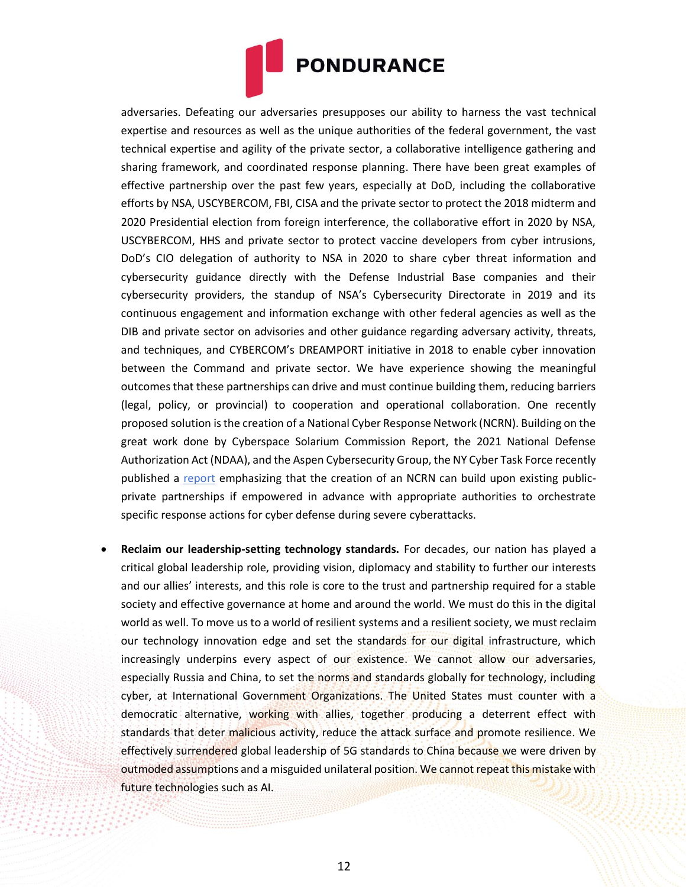adversaries. Defeating our adversaries presupposes our ability to harness the vast technical expertise and resources as well as the unique authorities of the federal government, the vast technical expertise and agility of the private sector, a collaborative intelligence gathering and sharing framework, and coordinated response planning. There have been great examples of effective partnership over the past few years, especially at DoD, including the collaborative efforts by NSA, USCYBERCOM, FBI, CISA and the private sector to protect the 2018 midterm and 2020 Presidential election from foreign interference, the collaborative effort in 2020 by NSA, USCYBERCOM, HHS and private sector to protect vaccine developers from cyber intrusions, DoD's CIO delegation of authority to NSA in 2020 to share cyber threat information and cybersecurity guidance directly with the Defense Industrial Base companies and their cybersecurity providers, the standup of NSA's Cybersecurity Directorate in 2019 and its continuous engagement and information exchange with other federal agencies as well as the DIB and private sector on advisories and other guidance regarding adversary activity, threats, and techniques, and CYBERCOM's DREAMPORT initiative in 2018 to enable cyber innovation between the Command and private sector. We have experience showing the meaningful outcomes that these partnerships can drive and must continue building them, reducing barriers (legal, policy, or provincial) to cooperation and operational collaboration. One recently proposed solution is the creation of a National Cyber Response Network (NCRN). Building on the great work done by Cyberspace Solarium Commission Report, the 2021 National Defense Authorization Act (NDAA), and the Aspen Cybersecurity Group, the NY Cyber Task Force recently published a report emphasizing that the creation of an NCRN can build upon existing public-private partnerships if empowered in advance with appropriate authorities to orchestrate specific response actions for cyber defense during severe cyberattacks.

- **Reclaim our leadership-setting technology standards.** For decades, our nation has played a critical global leadership role, providing vision, diplomacy and stability to further our interests and our allies' interests, and this role is core to the trust and partnership required for a stable society and effective governance at home and around the world. We must do this in the digital world as well. To move us to a world of resilient systems and a resilient society, we must reclaim our technology innovation edge and set the standards for our digital infrastructure, which increasingly underpins every aspect of our existence. We cannot allow our adversaries, especially Russia and China, to set the norms and standards globally for technology, including cyber, at International Government Organizations. The United States must counter with a democratic alternative, working with allies, together producing a deterrent effect with standards that deter malicious activity, reduce the attack surface and promote resilience. We effectively surrendered global leadership of 5G standards to China because we were driven by outmoded assumptions and a misguided unilateral position. We cannot repeat this mistake with future technologies such as AI.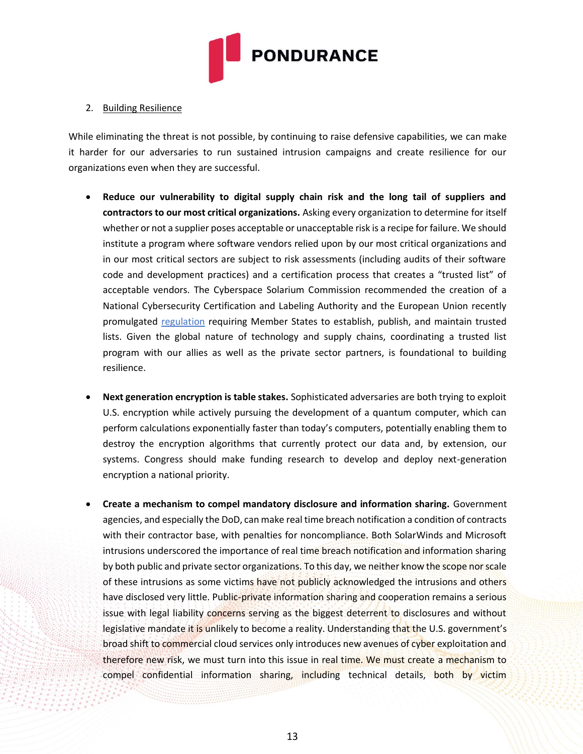2. Building Resilience

While eliminating the threat is not possible, by continuing to raise defensive capabilities, we can make it harder for our adversaries to run sustained intrusion campaigns and create resilience for our organizations even when they are successful.

- **Reduce our vulnerability to digital supply chain risk and the long tail of suppliers and contractors to our most critical organizations.** Asking every organization to determine for itself whether or not a supplier poses acceptable or unacceptable risk is a recipe for failure. We should institute a program where software vendors relied upon by our most critical organizations and in our most critical sectors are subject to risk assessments (including audits of their software code and development practices) and a certification process that creates a "trusted list" of acceptable vendors. The Cyberspace Solarium Commission recommended the creation of a National Cybersecurity Certification and Labeling Authority and the European Union recently promulgated regulation requiring Member States to establish, publish, and maintain trusted lists. Given the global nature of technology and supply chains, coordinating a trusted list program with our allies as well as the private sector partners, is foundational to building resilience.

- **Next generation encryption is table stakes.** Sophisticated adversaries are both trying to exploit U.S. encryption while actively pursuing the development of a quantum computer, which can perform calculations exponentially faster than today's computers, potentially enabling them to destroy the encryption algorithms that currently protect our data and, by extension, our systems. Congress should make funding research to develop and deploy next-generation encryption a national priority.

- **Create a mechanism to compel mandatory disclosure and information sharing.** Government agencies, and especially the DoD, can make real time breach notification a condition of contracts with their contractor base, with penalties for noncompliance. Both SolarWinds and Microsoft intrusions underscored the importance of real time breach notification and information sharing by both public and private sector organizations. To this day, we neither know the scope nor scale of these intrusions as some victims have not publicly acknowledged the intrusions and others have disclosed very little. Public-private information sharing and cooperation remains a serious issue with legal liability concerns serving as the biggest deterrent to disclosures and without legislative mandate it is unlikely to become a reality. Understanding that the U.S. government's broad shift to commercial cloud services only introduces new avenues of cyber exploitation and therefore new risk, we must turn into this issue in real time. We must create a mechanism to compel confidential information sharing, including technical details, both by victim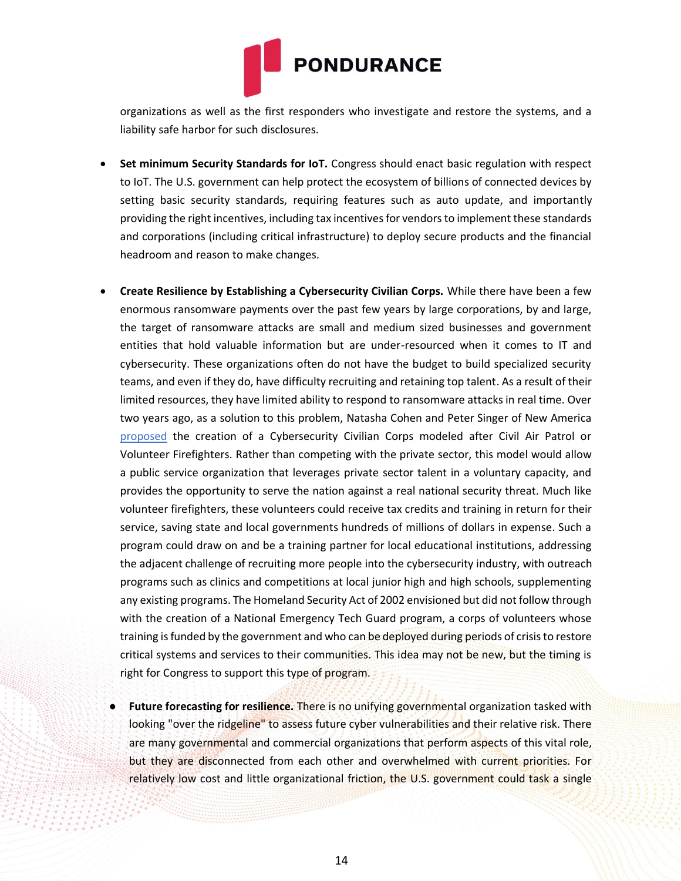organizations as well as the first responders who investigate and restore the systems, and a liability safe harbor for such disclosures.

- **Set minimum Security Standards for IoT.** Congress should enact basic regulation with respect to IoT. The U.S. government can help protect the ecosystem of billions of connected devices by setting basic security standards, requiring features such as auto update, and importantly providing the right incentives, including tax incentives for vendors to implement these standards and corporations (including critical infrastructure) to deploy secure products and the financial headroom and reason to make changes.

- **Create Resilience by Establishing a Cybersecurity Civilian Corps.** While there have been a few enormous ransomware payments over the past few years by large corporations, by and large, the target of ransomware attacks are small and medium sized businesses and government entities that hold valuable information but are under-resourced when it comes to IT and cybersecurity. These organizations often do not have the budget to build specialized security teams, and even if they do, have difficulty recruiting and retaining top talent. As a result of their limited resources, they have limited ability to respond to ransomware attacks in real time. Over two years ago, as a solution to this problem, Natasha Cohen and Peter Singer of New America proposed the creation of a Cybersecurity Civilian Corps modeled after Civil Air Patrol or Volunteer Firefighters. Rather than competing with the private sector, this model would allow a public service organization that leverages private sector talent in a voluntary capacity, and provides the opportunity to serve the nation against a real national security threat. Much like volunteer firefighters, these volunteers could receive tax credits and training in return for their service, saving state and local governments hundreds of millions of dollars in expense. Such a program could draw on and be a training partner for local educational institutions, addressing the adjacent challenge of recruiting more people into the cybersecurity industry, with outreach programs such as clinics and competitions at local junior high and high schools, supplementing any existing programs. The Homeland Security Act of 2002 envisioned but did not follow through with the creation of a National Emergency Tech Guard program, a corps of volunteers whose training is funded by the government and who can be deployed during periods of crisis to restore critical systems and services to their communities. This idea may not be new, but the timing is right for Congress to support this type of program.

- **Future forecasting for resilience.** There is no unifying governmental organization tasked with looking "over the ridgeline" to assess future cyber vulnerabilities and their relative risk. There are many governmental and commercial organizations that perform aspects of this vital role, but they are disconnected from each other and overwhelmed with current priorities. For relatively low cost and little organizational friction, the U.S. government could task a single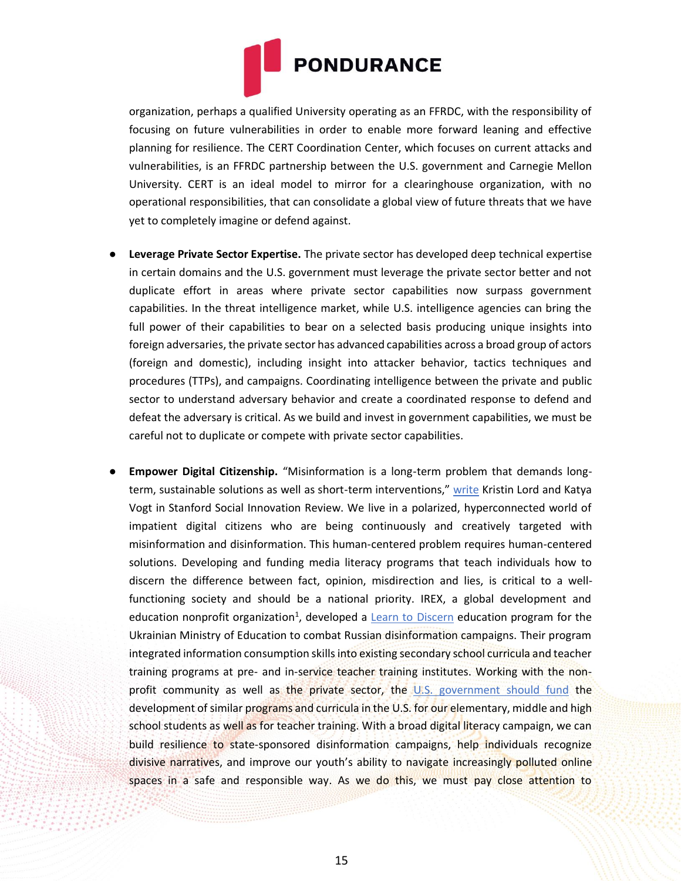organization, perhaps a qualified University operating as an FFRDC, with the responsibility of focusing on future vulnerabilities in order to enable more forward leaning and effective planning for resilience. The CERT Coordination Center, which focuses on current attacks and vulnerabilities, is an FFRDC partnership between the U.S. government and Carnegie Mellon University. CERT is an ideal model to mirror for a clearinghouse organization, with no operational responsibilities, that can consolidate a global view of future threats that we have yet to completely imagine or defend against.

- **Leverage Private Sector Expertise.** The private sector has developed deep technical expertise in certain domains and the U.S. government must leverage the private sector better and not duplicate effort in areas where private sector capabilities now surpass government capabilities. In the threat intelligence market, while U.S. intelligence agencies can bring the full power of their capabilities to bear on a selected basis producing unique insights into foreign adversaries, the private sector has advanced capabilities across a broad group of actors (foreign and domestic), including insight into attacker behavior, tactics techniques and procedures (TTPs), and campaigns. Coordinating intelligence between the private and public sector to understand adversary behavior and create a coordinated response to defend and defeat the adversary is critical. As we build and invest in government capabilities, we must be careful not to duplicate or compete with private sector capabilities.

- **Empower Digital Citizenship.** "Misinformation is a long-term problem that demands long-term, sustainable solutions as well as short-term interventions," write Kristin Lord and Katya Vogt in Stanford Social Innovation Review. We live in a polarized, hyperconnected world of impatient digital citizens who are being continuously and creatively targeted with misinformation and disinformation. This human-centered problem requires human-centered solutions. Developing and funding media literacy programs that teach individuals how to discern the difference between fact, opinion, misdirection and lies, is critical to a well-functioning society and should be a national priority. IREX, a global development and education nonprofit organization[1], developed a Learn to Discern education program for the Ukrainian Ministry of Education to combat Russian disinformation campaigns. Their program integrated information consumption skills into existing secondary school curricula and teacher training programs at pre- and in-service teacher training institutes. Working with the non-profit community as well as the private sector, the U.S. government should fund the development of similar programs and curricula in the U.S. for our elementary, middle and high school students as well as for teacher training. With a broad digital literacy campaign, we can build resilience to state-sponsored disinformation campaigns, help individuals recognize divisive narratives, and improve our youth's ability to navigate increasingly polluted online spaces in a safe and responsible way. As we do this, we must pay close attention to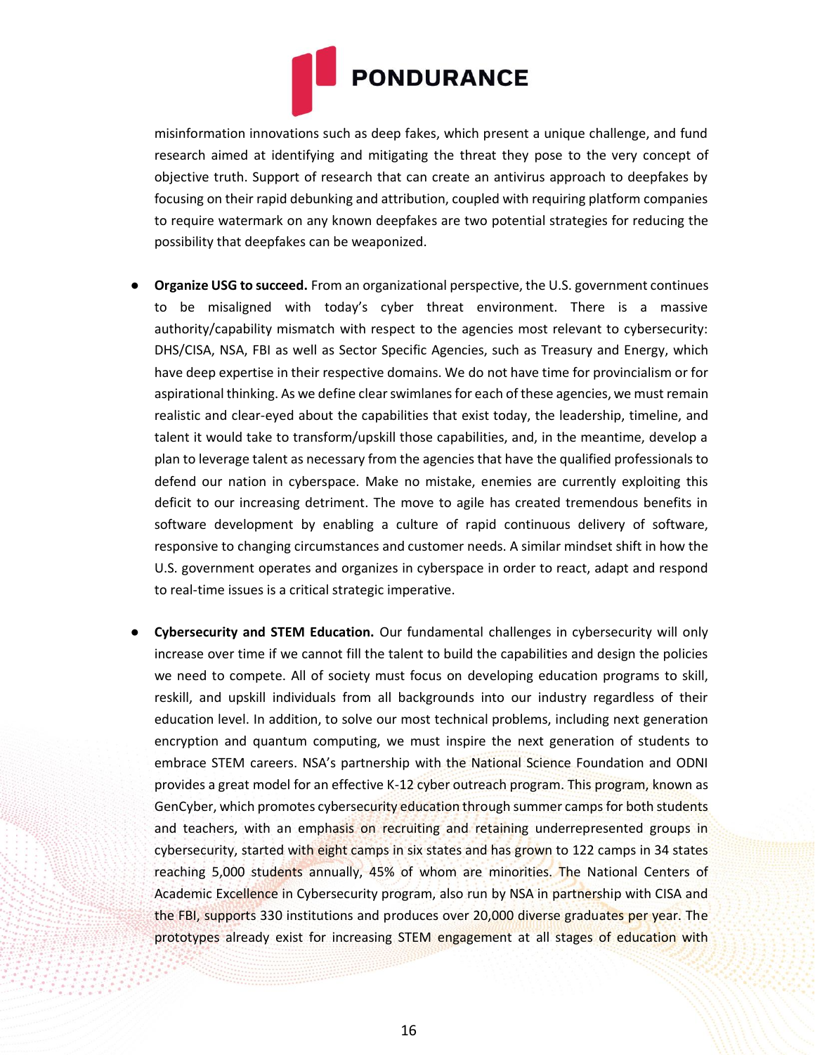misinformation innovations such as deep fakes, which present a unique challenge, and fund research aimed at identifying and mitigating the threat they pose to the very concept of objective truth. Support of research that can create an antivirus approach to deepfakes by focusing on their rapid debunking and attribution, coupled with requiring platform companies to require watermark on any known deepfakes are two potential strategies for reducing the possibility that deepfakes can be weaponized.

- **Organize USG to succeed.** From an organizational perspective, the U.S. government continues to be misaligned with today's cyber threat environment. There is a massive authority/capability mismatch with respect to the agencies most relevant to cybersecurity: DHS/CISA, NSA, FBI as well as Sector Specific Agencies, such as Treasury and Energy, which have deep expertise in their respective domains. We do not have time for provincialism or for aspirational thinking. As we define clear swimlanes for each of these agencies, we must remain realistic and clear-eyed about the capabilities that exist today, the leadership, timeline, and talent it would take to transform/upskill those capabilities, and, in the meantime, develop a plan to leverage talent as necessary from the agencies that have the qualified professionals to defend our nation in cyberspace. Make no mistake, enemies are currently exploiting this deficit to our increasing detriment. The move to agile has created tremendous benefits in software development by enabling a culture of rapid continuous delivery of software, responsive to changing circumstances and customer needs. A similar mindset shift in how the U.S. government operates and organizes in cyberspace in order to react, adapt and respond to real-time issues is a critical strategic imperative.

- **Cybersecurity and STEM Education.** Our fundamental challenges in cybersecurity will only increase over time if we cannot fill the talent to build the capabilities and design the policies we need to compete. All of society must focus on developing education programs to skill, reskill, and upskill individuals from all backgrounds into our industry regardless of their education level. In addition, to solve our most technical problems, including next generation encryption and quantum computing, we must inspire the next generation of students to embrace STEM careers. NSA's partnership with the National Science Foundation and ODNI provides a great model for an effective K-12 cyber outreach program. This program, known as GenCyber, which promotes cybersecurity education through summer camps for both students and teachers, with an emphasis on recruiting and retaining underrepresented groups in cybersecurity, started with eight camps in six states and has grown to 122 camps in 34 states reaching 5,000 students annually, 45% of whom are minorities. The National Centers of Academic Excellence in Cybersecurity program, also run by NSA in partnership with CISA and the FBI, supports 330 institutions and produces over 20,000 diverse graduates per year. The prototypes already exist for increasing STEM engagement at all stages of education with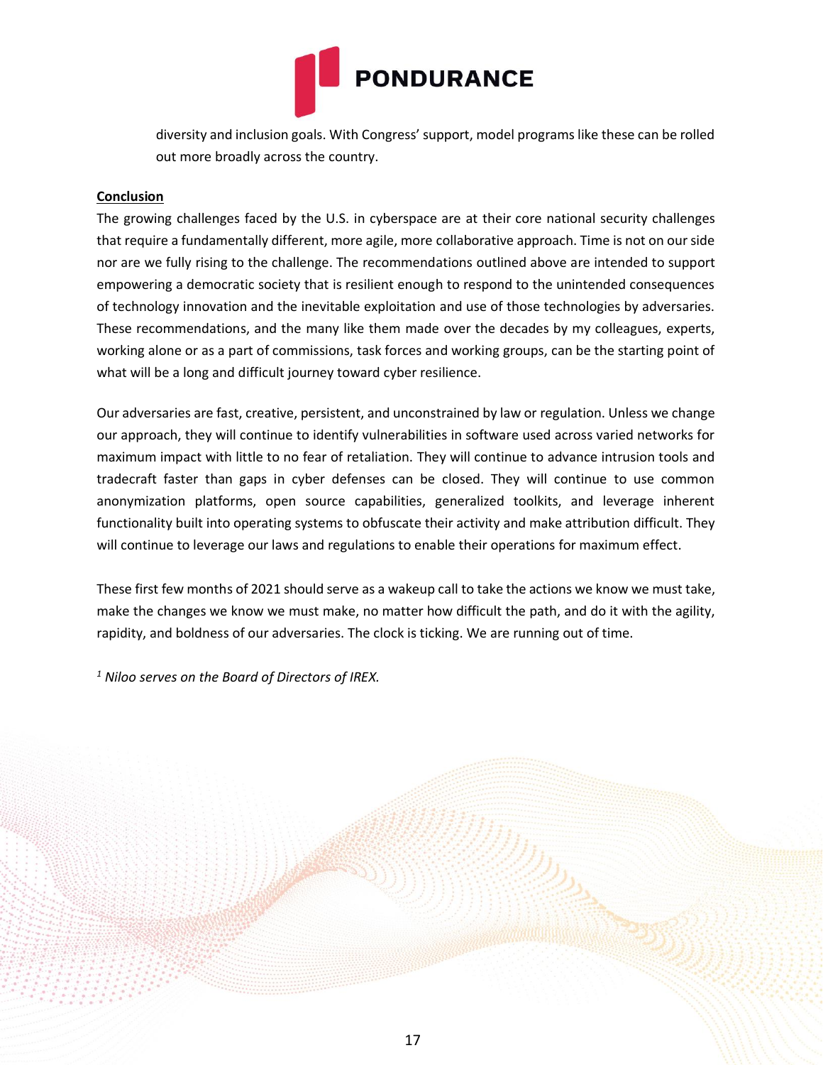diversity and inclusion goals. With Congress' support, model programs like these can be rolled out more broadly across the country.

**Conclusion**

The growing challenges faced by the U.S. in cyberspace are at their core national security challenges that require a fundamentally different, more agile, more collaborative approach. Time is not on our side nor are we fully rising to the challenge. The recommendations outlined above are intended to support empowering a democratic society that is resilient enough to respond to the unintended consequences of technology innovation and the inevitable exploitation and use of those technologies by adversaries. These recommendations, and the many like them made over the decades by my colleagues, experts, working alone or as a part of commissions, task forces and working groups, can be the starting point of what will be a long and difficult journey toward cyber resilience.

Our adversaries are fast, creative, persistent, and unconstrained by law or regulation. Unless we change our approach, they will continue to identify vulnerabilities in software used across varied networks for maximum impact with little to no fear of retaliation. They will continue to advance intrusion tools and tradecraft faster than gaps in cyber defenses can be closed. They will continue to use common anonymization platforms, open source capabilities, generalized toolkits, and leverage inherent functionality built into operating systems to obfuscate their activity and make attribution difficult. They will continue to leverage our laws and regulations to enable their operations for maximum effect.

These first few months of 2021 should serve as a wakeup call to take the actions we know we must take, make the changes we know we must make, no matter how difficult the path, and do it with the agility, rapidity, and boldness of our adversaries. The clock is ticking. We are running out of time.

[1] *Niloo serves on the Board of Directors of IREX.*